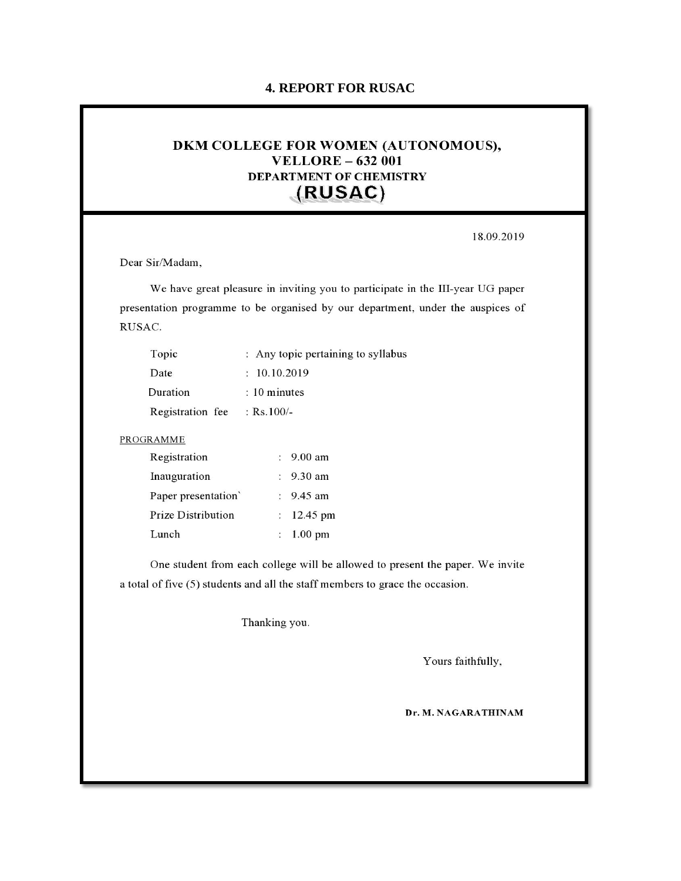# 4. REPORT FOR RUSAC

## DKM COLLEGE FOR WOMEN (AUTONOMOUS), VELLORE – 632 001
### DEPARTMENT OF CHEMISTRY
### (RUSAC)

18.09.2019

Dear Sir/Madam,

We have great pleasure in inviting you to participate in the III-year UG paper presentation programme to be organised by our department, under the auspices of RUSAC.

| | | |
|---|---|---|
| Topic | : | Any topic pertaining to syllabus |
| Date | : | 10.10.2019 |
| Duration | : | 10 minutes |
| Registration fee | : | Rs.100/- |

PROGRAMME

| | | |
|---|---|---|
| Registration | : | 9.00 am |
| Inauguration | : | 9.30 am |
| Paper presentation` | : | 9.45 am |
| Prize Distribution | : | 12.45 pm |
| Lunch | : | 1.00 pm |

One student from each college will be allowed to present the paper. We invite a total of five (5) students and all the staff members to grace the occasion.

Thanking you.

Yours faithfully,

**Dr. M. NAGARATHINAM**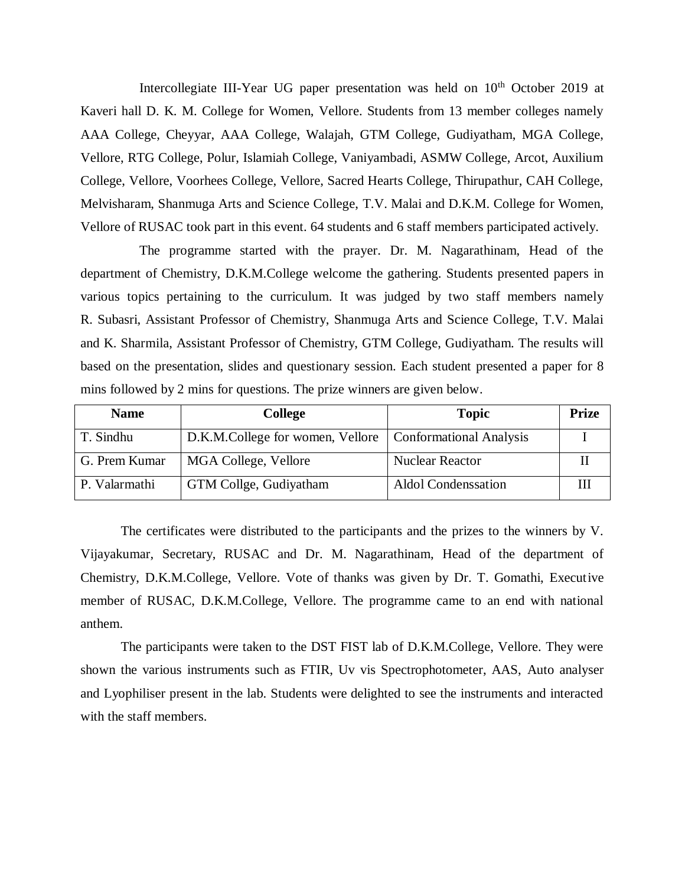Intercollegiate III-Year UG paper presentation was held on 10th October 2019 at Kaveri hall D. K. M. College for Women, Vellore. Students from 13 member colleges namely AAA College, Cheyyar, AAA College, Walajah, GTM College, Gudiyatham, MGA College, Vellore, RTG College, Polur, Islamiah College, Vaniyambadi, ASMW College, Arcot, Auxilium College, Vellore, Voorhees College, Vellore, Sacred Hearts College, Thirupathur, CAH College, Melvisharam, Shanmuga Arts and Science College, T.V. Malai and D.K.M. College for Women, Vellore of RUSAC took part in this event. 64 students and 6 staff members participated actively.

The programme started with the prayer. Dr. M. Nagarathinam, Head of the department of Chemistry, D.K.M.College welcome the gathering. Students presented papers in various topics pertaining to the curriculum. It was judged by two staff members namely R. Subasri, Assistant Professor of Chemistry, Shanmuga Arts and Science College, T.V. Malai and K. Sharmila, Assistant Professor of Chemistry, GTM College, Gudiyatham. The results will based on the presentation, slides and questionary session. Each student presented a paper for 8 mins followed by 2 mins for questions. The prize winners are given below.

| Name | College | Topic | Prize |
|---|---|---|---|
| T. Sindhu | D.K.M.College for women, Vellore | Conformational Analysis | I |
| G. Prem Kumar | MGA College, Vellore | Nuclear Reactor | II |
| P. Valarmathi | GTM Collge, Gudiyatham | Aldol Condenssation | III |

The certificates were distributed to the participants and the prizes to the winners by V. Vijayakumar, Secretary, RUSAC and Dr. M. Nagarathinam, Head of the department of Chemistry, D.K.M.College, Vellore. Vote of thanks was given by Dr. T. Gomathi, Executive member of RUSAC, D.K.M.College, Vellore. The programme came to an end with national anthem.

The participants were taken to the DST FIST lab of D.K.M.College, Vellore. They were shown the various instruments such as FTIR, Uv vis Spectrophotometer, AAS, Auto analyser and Lyophiliser present in the lab. Students were delighted to see the instruments and interacted with the staff members.